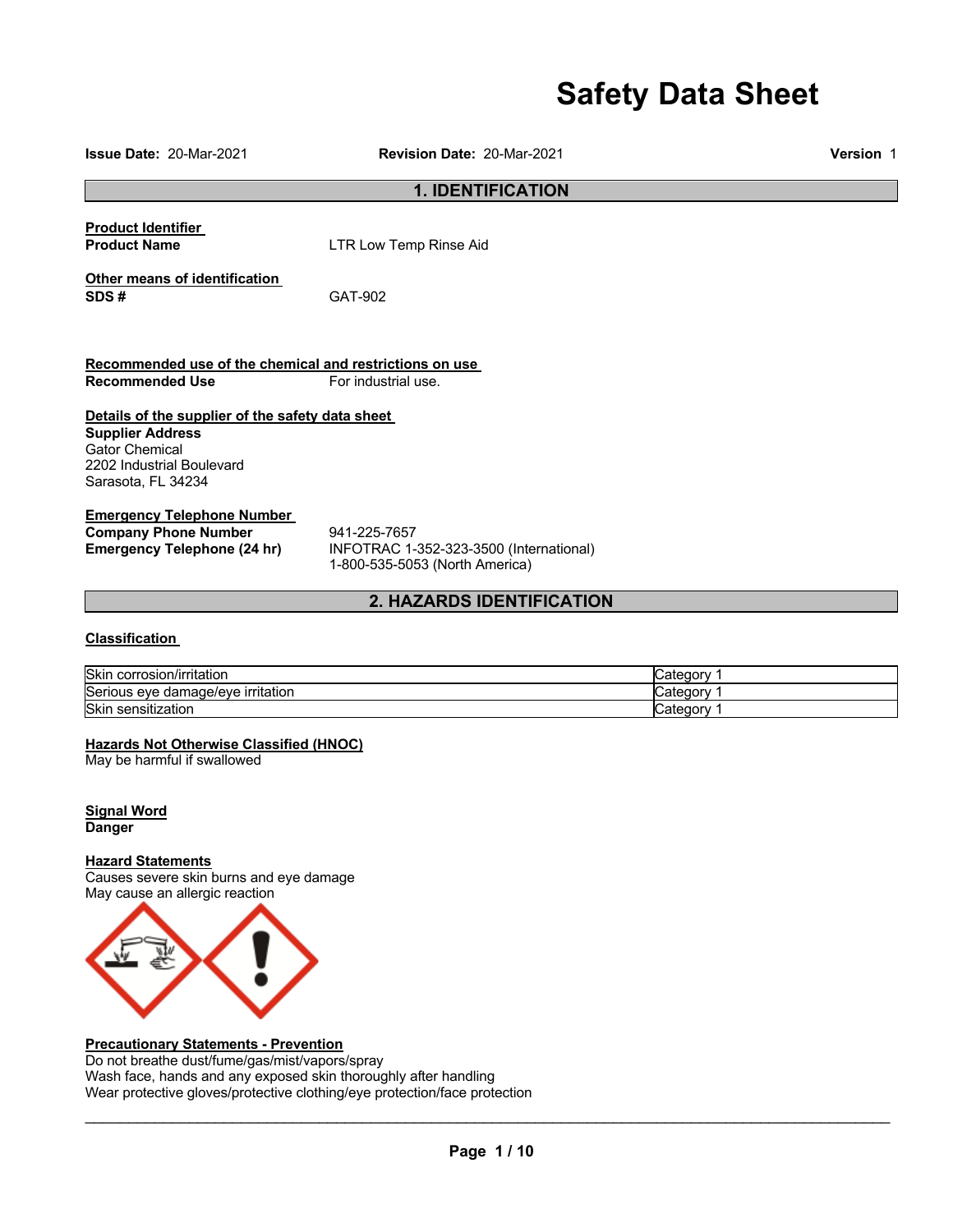# Safety Data Sheet

**Issue Date:** 20-Mar-2021 **Revision Date:** 20-Mar-2021 **Version** 1

## 1. IDENTIFICATION

**Product Identifier**

**Product Name** LTR Low Temp Rinse Aid

**Other means of identification**

**SDS #** GAT-902

**Recommended use of the chemical and restrictions on use**

**Recommended Use** For industrial use.

**Details of the supplier of the safety data sheet**

**Supplier Address**
Gator Chemical
2202 Industrial Boulevard
Sarasota, FL 34234

**Emergency Telephone Number**

**Company Phone Number** 941-225-7657

**Emergency Telephone (24 hr)** INFOTRAC 1-352-323-3500 (International)
1-800-535-5053 (North America)

## 2. HAZARDS IDENTIFICATION

**Classification**

| Hazard | Category |
|---|---|
| Skin corrosion/irritation | Category 1 |
| Serious eye damage/eye irritation | Category 1 |
| Skin sensitization | Category 1 |

**Hazards Not Otherwise Classified (HNOC)**

May be harmful if swallowed

**Signal Word**

**Danger**

**Hazard Statements**

Causes severe skin burns and eye damage
May cause an allergic reaction

**Precautionary Statements - Prevention**

Do not breathe dust/fume/gas/mist/vapors/spray
Wash face, hands and any exposed skin thoroughly after handling
Wear protective gloves/protective clothing/eye protection/face protection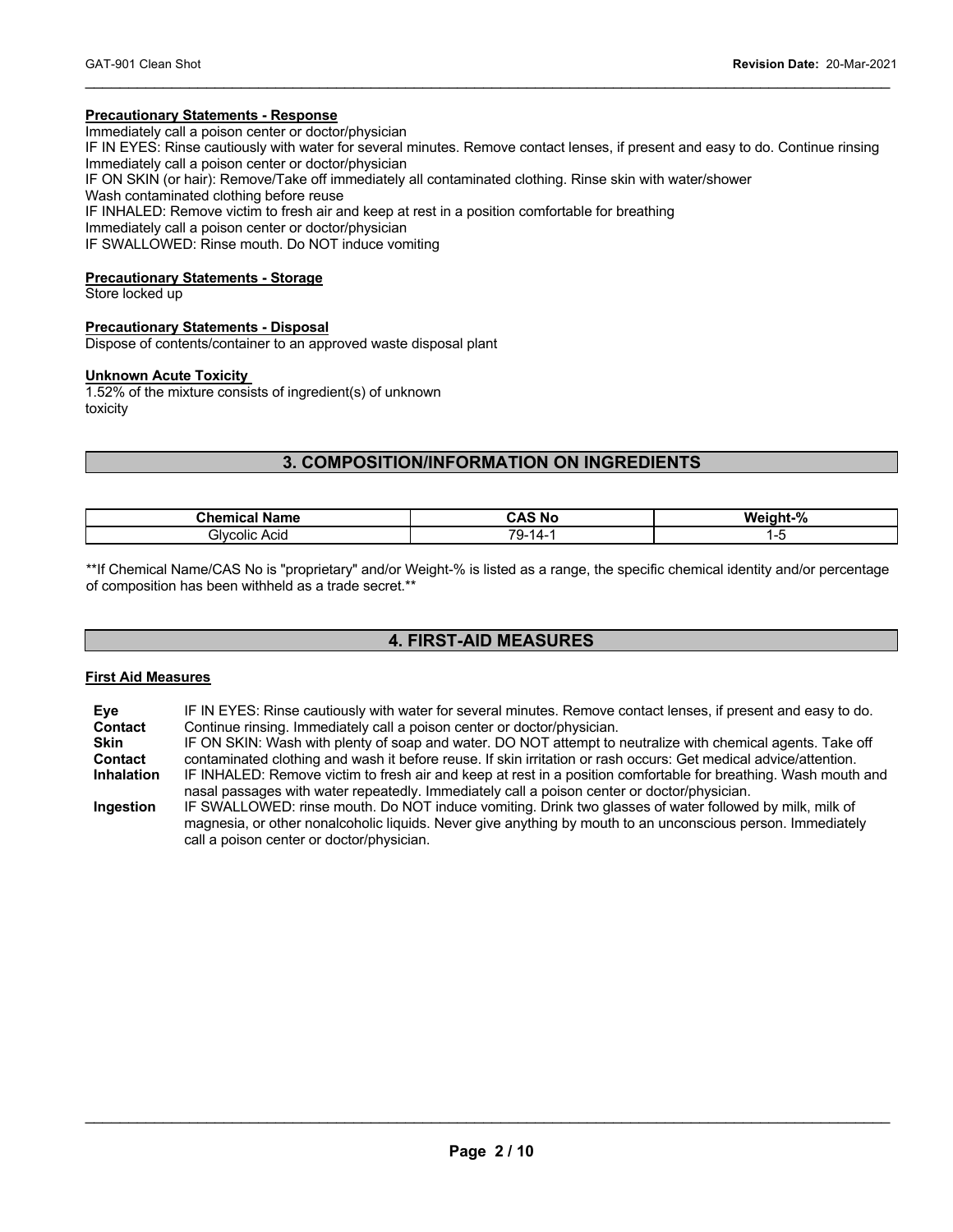**Precautionary Statements - Response**

Immediately call a poison center or doctor/physician
IF IN EYES: Rinse cautiously with water for several minutes. Remove contact lenses, if present and easy to do. Continue rinsing
Immediately call a poison center or doctor/physician
IF ON SKIN (or hair): Remove/Take off immediately all contaminated clothing. Rinse skin with water/shower
Wash contaminated clothing before reuse
IF INHALED: Remove victim to fresh air and keep at rest in a position comfortable for breathing
Immediately call a poison center or doctor/physician
IF SWALLOWED: Rinse mouth. Do NOT induce vomiting

**Precautionary Statements - Storage**

Store locked up

**Precautionary Statements - Disposal**

Dispose of contents/container to an approved waste disposal plant

**Unknown Acute Toxicity**

1.52% of the mixture consists of ingredient(s) of unknown toxicity

## 3. COMPOSITION/INFORMATION ON INGREDIENTS

| Chemical Name | CAS No | Weight-% |
|---|---|---|
| Glycolic Acid | 79-14-1 | 1-5 |

**If Chemical Name/CAS No is "proprietary" and/or Weight-% is listed as a range, the specific chemical identity and/or percentage of composition has been withheld as a trade secret.**

## 4. FIRST-AID MEASURES

**First Aid Measures**

| | |
|---|---|
| **Eye Contact** | IF IN EYES: Rinse cautiously with water for several minutes. Remove contact lenses, if present and easy to do. Continue rinsing. Immediately call a poison center or doctor/physician. |
| **Skin Contact** | IF ON SKIN: Wash with plenty of soap and water. DO NOT attempt to neutralize with chemical agents. Take off contaminated clothing and wash it before reuse. If skin irritation or rash occurs: Get medical advice/attention. |
| **Inhalation** | IF INHALED: Remove victim to fresh air and keep at rest in a position comfortable for breathing. Wash mouth and nasal passages with water repeatedly. Immediately call a poison center or doctor/physician. |
| **Ingestion** | IF SWALLOWED: rinse mouth. Do NOT induce vomiting. Drink two glasses of water followed by milk, milk of magnesia, or other nonalcoholic liquids. Never give anything by mouth to an unconscious person. Immediately call a poison center or doctor/physician. |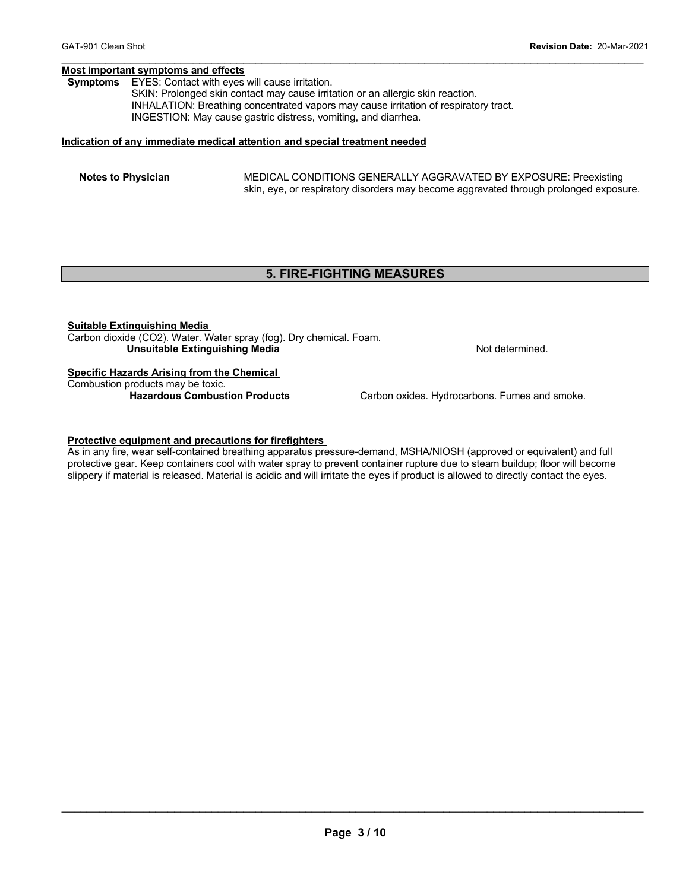**Most important symptoms and effects**

**Symptoms** EYES: Contact with eyes will cause irritation.
SKIN: Prolonged skin contact may cause irritation or an allergic skin reaction.
INHALATION: Breathing concentrated vapors may cause irritation of respiratory tract.
INGESTION: May cause gastric distress, vomiting, and diarrhea.

**Indication of any immediate medical attention and special treatment needed**

**Notes to Physician** MEDICAL CONDITIONS GENERALLY AGGRAVATED BY EXPOSURE: Preexisting skin, eye, or respiratory disorders may become aggravated through prolonged exposure.

## 5. FIRE-FIGHTING MEASURES

**Suitable Extinguishing Media**

Carbon dioxide ($CO_2$). Water. Water spray (fog). Dry chemical. Foam.

**Unsuitable Extinguishing Media** Not determined.

**Specific Hazards Arising from the Chemical**

Combustion products may be toxic.

**Hazardous Combustion Products** Carbon oxides. Hydrocarbons. Fumes and smoke.

**Protective equipment and precautions for firefighters**

As in any fire, wear self-contained breathing apparatus pressure-demand, MSHA/NIOSH (approved or equivalent) and full protective gear. Keep containers cool with water spray to prevent container rupture due to steam buildup; floor will become slippery if material is released. Material is acidic and will irritate the eyes if product is allowed to directly contact the eyes.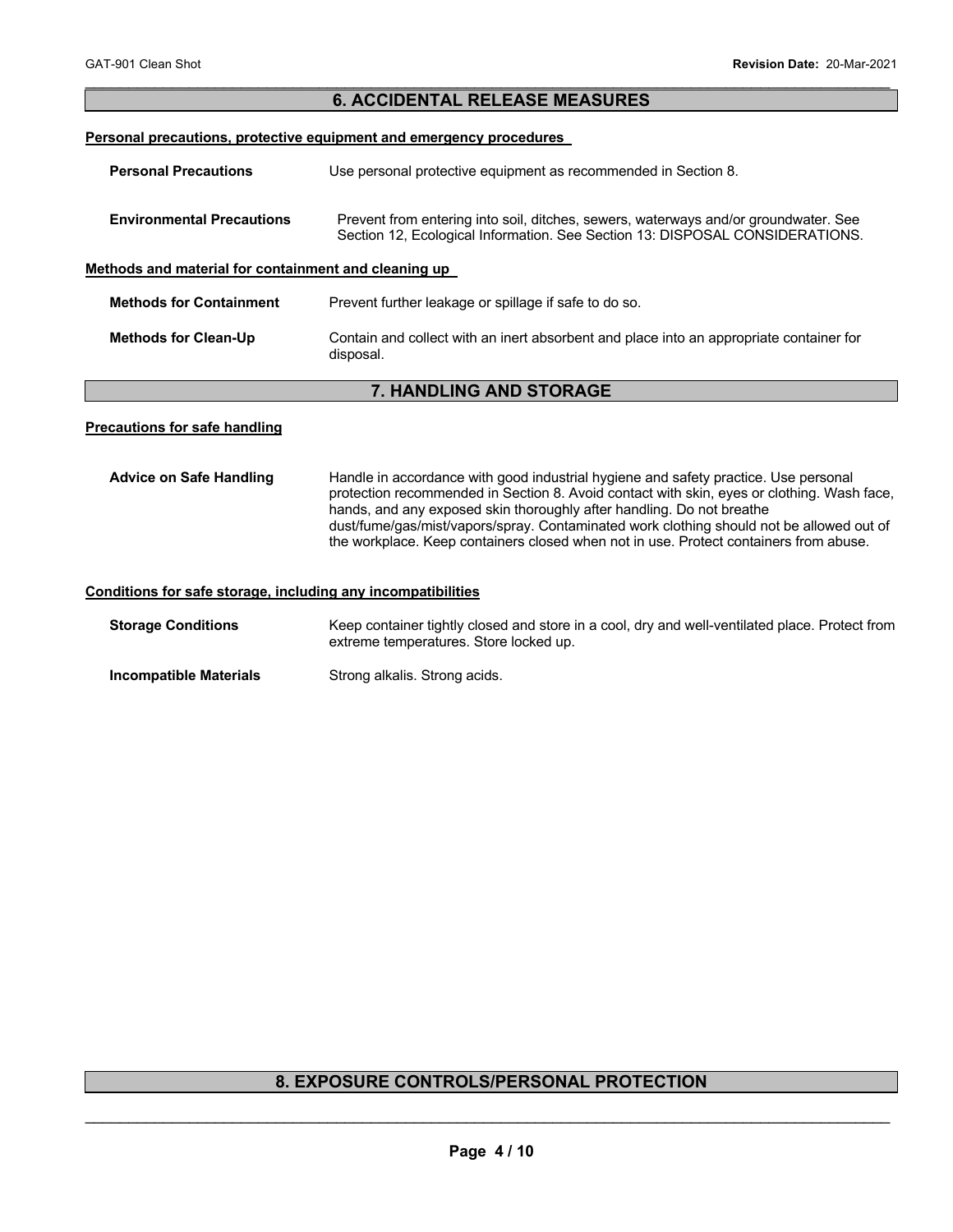## 6. ACCIDENTAL RELEASE MEASURES

**Personal precautions, protective equipment and emergency procedures**

| | |
|---|---|
| **Personal Precautions** | Use personal protective equipment as recommended in Section 8. |
| **Environmental Precautions** | Prevent from entering into soil, ditches, sewers, waterways and/or groundwater. See Section 12, Ecological Information. See Section 13: DISPOSAL CONSIDERATIONS. |

**Methods and material for containment and cleaning up**

| | |
|---|---|
| **Methods for Containment** | Prevent further leakage or spillage if safe to do so. |
| **Methods for Clean-Up** | Contain and collect with an inert absorbent and place into an appropriate container for disposal. |

## 7. HANDLING AND STORAGE

**Precautions for safe handling**

| | |
|---|---|
| **Advice on Safe Handling** | Handle in accordance with good industrial hygiene and safety practice. Use personal protection recommended in Section 8. Avoid contact with skin, eyes or clothing. Wash face, hands, and any exposed skin thoroughly after handling. Do not breathe dust/fume/gas/mist/vapors/spray. Contaminated work clothing should not be allowed out of the workplace. Keep containers closed when not in use. Protect containers from abuse. |

**Conditions for safe storage, including any incompatibilities**

| | |
|---|---|
| **Storage Conditions** | Keep container tightly closed and store in a cool, dry and well-ventilated place. Protect from extreme temperatures. Store locked up. |
| **Incompatible Materials** | Strong alkalis. Strong acids. |

## 8. EXPOSURE CONTROLS/PERSONAL PROTECTION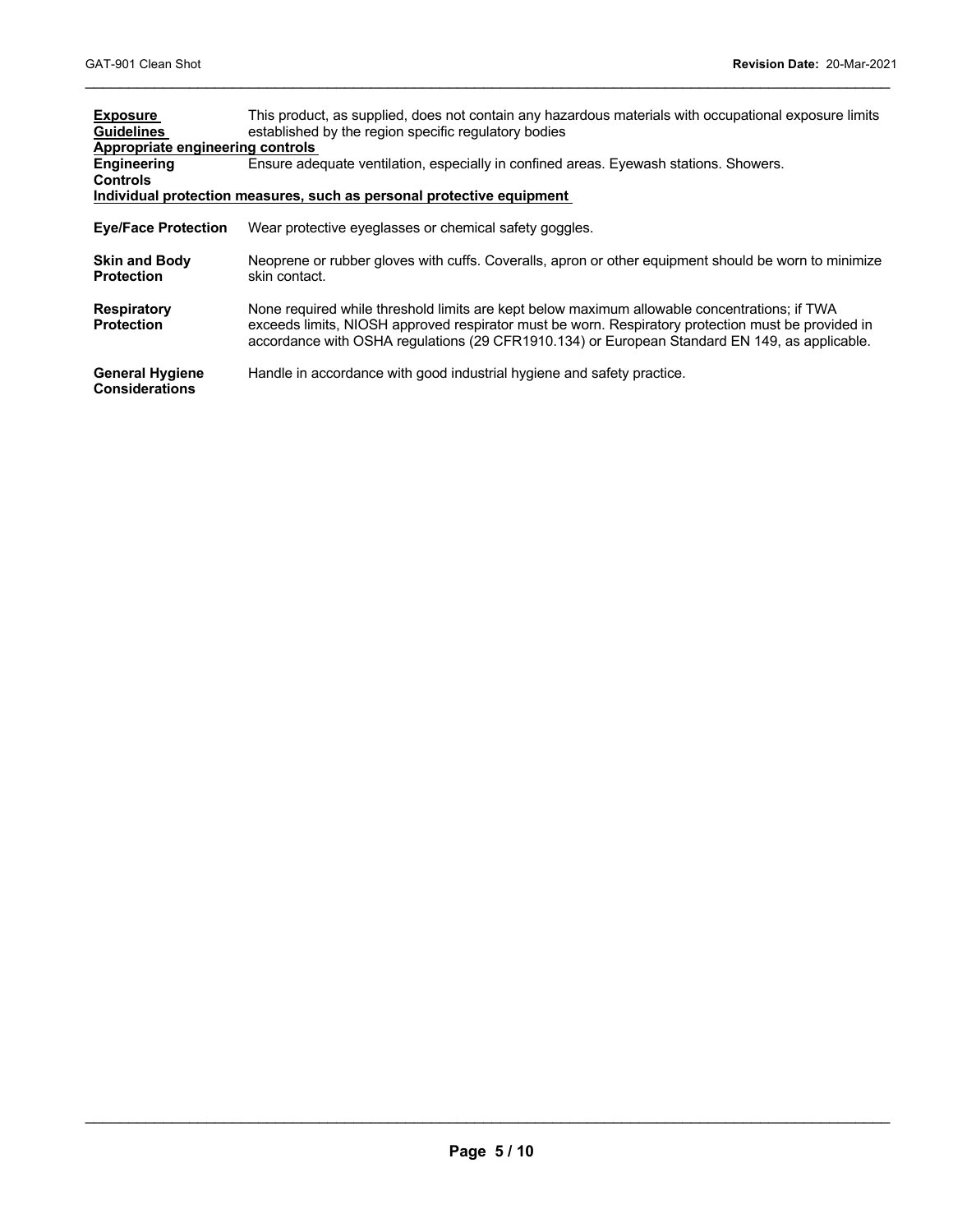**Exposure Guidelines** This product, as supplied, does not contain any hazardous materials with occupational exposure limits established by the region specific regulatory bodies

**Appropriate engineering controls**

**Engineering Controls** Ensure adequate ventilation, especially in confined areas. Eyewash stations. Showers.

**Individual protection measures, such as personal protective equipment**

**Eye/Face Protection** Wear protective eyeglasses or chemical safety goggles.

**Skin and Body Protection** Neoprene or rubber gloves with cuffs. Coveralls, apron or other equipment should be worn to minimize skin contact.

**Respiratory Protection** None required while threshold limits are kept below maximum allowable concentrations; if TWA exceeds limits, NIOSH approved respirator must be worn. Respiratory protection must be provided in accordance with OSHA regulations (29 CFR1910.134) or European Standard EN 149, as applicable.

**General Hygiene Considerations** Handle in accordance with good industrial hygiene and safety practice.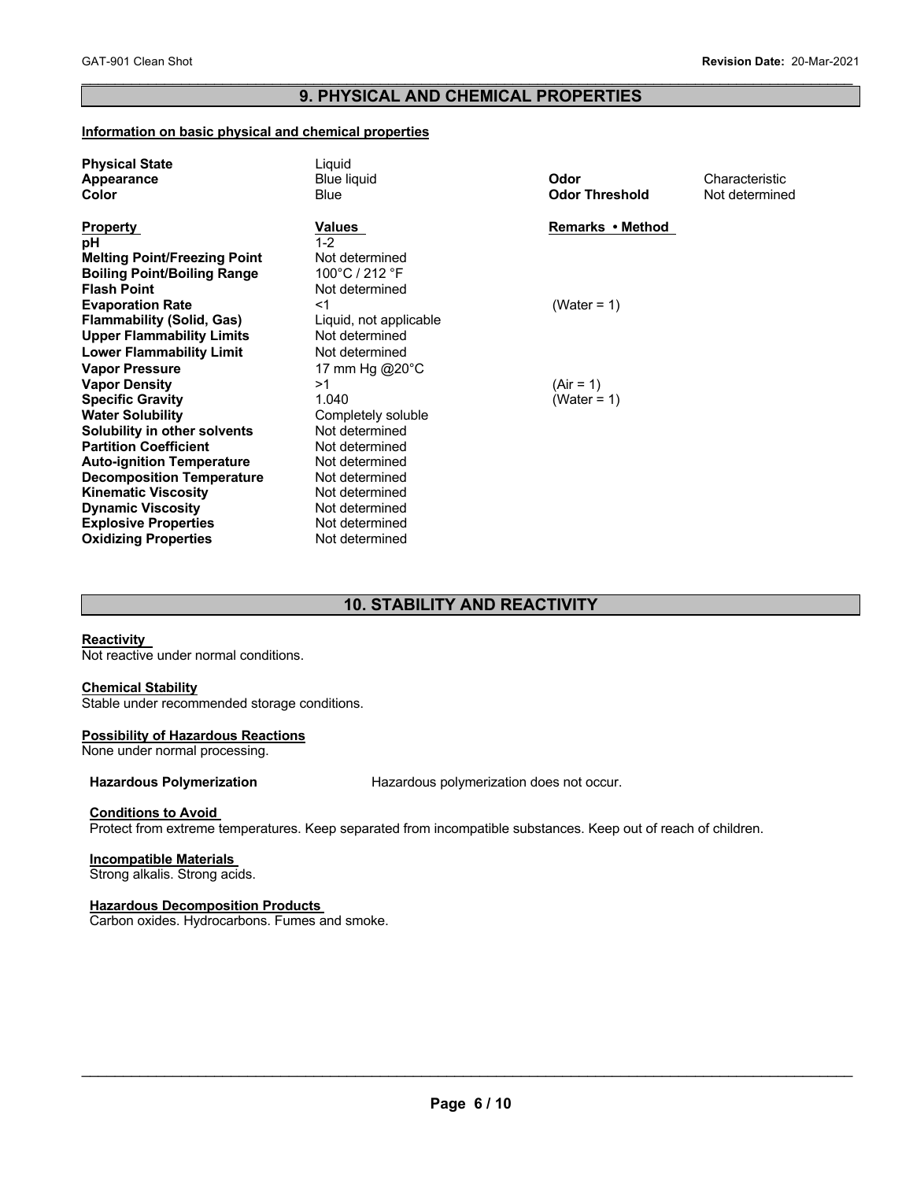## 9. PHYSICAL AND CHEMICAL PROPERTIES

**Information on basic physical and chemical properties**

| | | | |
|---|---|---|---|
| **Physical State** | Liquid | | |
| **Appearance** | Blue liquid | **Odor** | Characteristic |
| **Color** | Blue | **Odor Threshold** | Not determined |

| **Property** | **Values** | **Remarks • Method** |
|---|---|---|
| **pH** | 1-2 | |
| **Melting Point/Freezing Point** | Not determined | |
| **Boiling Point/Boiling Range** | 100°C / 212 °F | |
| **Flash Point** | Not determined | |
| **Evaporation Rate** | <1 | (Water = 1) |
| **Flammability (Solid, Gas)** | Liquid, not applicable | |
| **Upper Flammability Limits** | Not determined | |
| **Lower Flammability Limit** | Not determined | |
| **Vapor Pressure** | 17 mm Hg @20°C | |
| **Vapor Density** | >1 | (Air = 1) |
| **Specific Gravity** | 1.040 | (Water = 1) |
| **Water Solubility** | Completely soluble | |
| **Solubility in other solvents** | Not determined | |
| **Partition Coefficient** | Not determined | |
| **Auto-ignition Temperature** | Not determined | |
| **Decomposition Temperature** | Not determined | |
| **Kinematic Viscosity** | Not determined | |
| **Dynamic Viscosity** | Not determined | |
| **Explosive Properties** | Not determined | |
| **Oxidizing Properties** | Not determined | |

## 10. STABILITY AND REACTIVITY

**Reactivity**

Not reactive under normal conditions.

**Chemical Stability**

Stable under recommended storage conditions.

**Possibility of Hazardous Reactions**

None under normal processing.

**Hazardous Polymerization** Hazardous polymerization does not occur.

**Conditions to Avoid**

Protect from extreme temperatures. Keep separated from incompatible substances. Keep out of reach of children.

**Incompatible Materials**

Strong alkalis. Strong acids.

**Hazardous Decomposition Products**

Carbon oxides. Hydrocarbons. Fumes and smoke.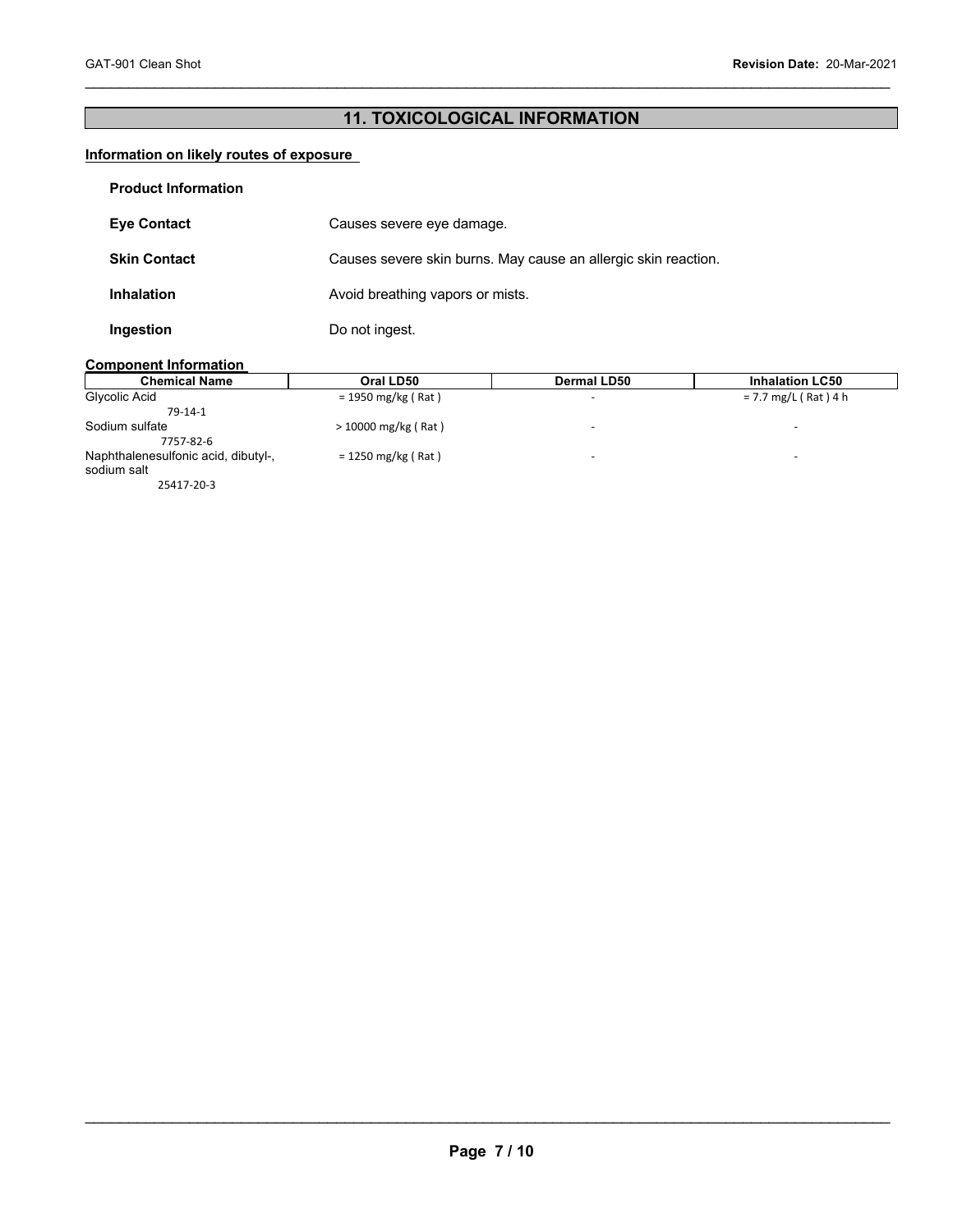## 11. TOXICOLOGICAL INFORMATION

**Information on likely routes of exposure**

**Product Information**

**Eye Contact** Causes severe eye damage.

**Skin Contact** Causes severe skin burns. May cause an allergic skin reaction.

**Inhalation** Avoid breathing vapors or mists.

**Ingestion** Do not ingest.

**Component Information**

| Chemical Name | Oral LD50 | Dermal LD50 | Inhalation LC50 |
|---|---|---|---|
| Glycolic Acid<br>79-14-1 | = 1950 mg/kg ( Rat ) | - | = 7.7 mg/L ( Rat ) 4 h |
| Sodium sulfate<br>7757-82-6 | > 10000 mg/kg ( Rat ) | - | - |
| Naphthalenesulfonic acid, dibutyl-, sodium salt<br>25417-20-3 | = 1250 mg/kg ( Rat ) | - | - |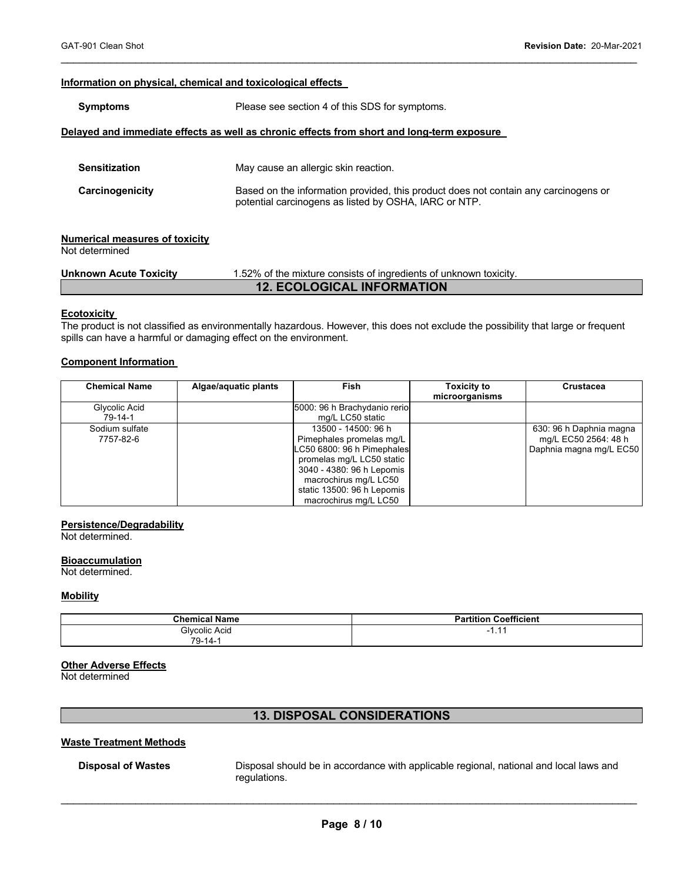#### Information on physical, chemical and toxicological effects

**Symptoms** Please see section 4 of this SDS for symptoms.

#### Delayed and immediate effects as well as chronic effects from short and long-term exposure

**Sensitization** May cause an allergic skin reaction.

**Carcinogenicity** Based on the information provided, this product does not contain any carcinogens or potential carcinogens as listed by OSHA, IARC or NTP.

#### Numerical measures of toxicity

Not determined

**Unknown Acute Toxicity** 1.52% of the mixture consists of ingredients of unknown toxicity.

## 12. ECOLOGICAL INFORMATION

#### Ecotoxicity

The product is not classified as environmentally hazardous. However, this does not exclude the possibility that large or frequent spills can have a harmful or damaging effect on the environment.

#### Component Information

| Chemical Name | Algae/aquatic plants | Fish | Toxicity to microorganisms | Crustacea |
|---|---|---|---|---|
| Glycolic Acid 79-14-1 | | 5000: 96 h Brachydanio rerio mg/L LC50 static | | |
| Sodium sulfate 7757-82-6 | | 13500 - 14500: 96 h Pimephales promelas mg/L LC50 6800: 96 h Pimephales promelas mg/L LC50 static 3040 - 4380: 96 h Lepomis macrochirus mg/L LC50 static 13500: 96 h Lepomis macrochirus mg/L LC50 | | 630: 96 h Daphnia magna mg/L EC50 2564: 48 h Daphnia magna mg/L EC50 |

#### Persistence/Degradability

Not determined.

#### Bioaccumulation

Not determined.

#### Mobility

| Chemical Name | Partition Coefficient |
|---|---|
| Glycolic Acid 79-14-1 | -1.11 |

#### Other Adverse Effects

Not determined

## 13. DISPOSAL CONSIDERATIONS

#### Waste Treatment Methods

**Disposal of Wastes** Disposal should be in accordance with applicable regional, national and local laws and regulations.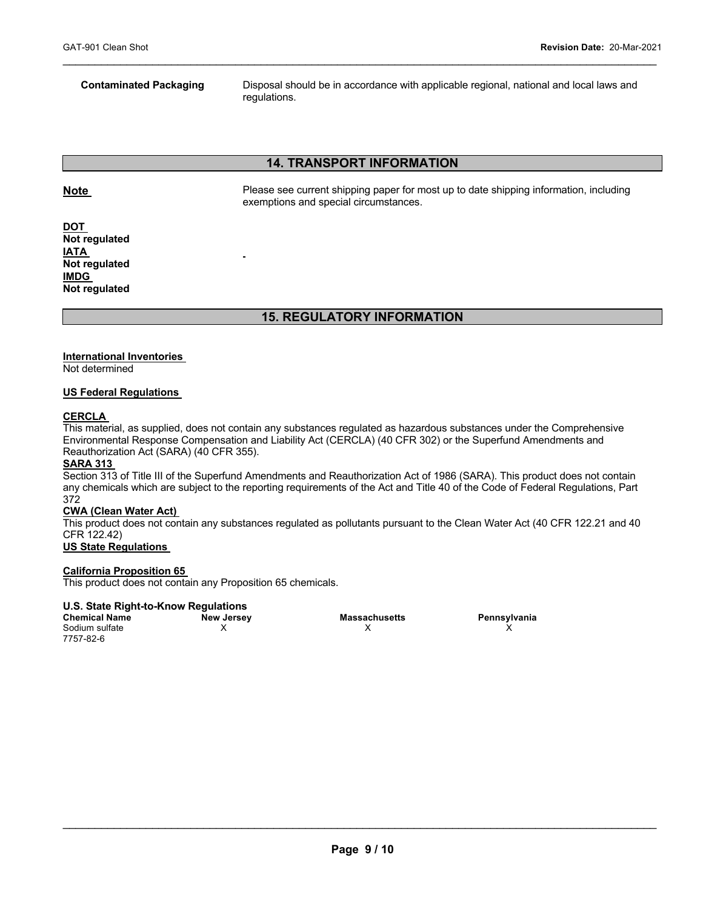**Contaminated Packaging** Disposal should be in accordance with applicable regional, national and local laws and regulations.

## 14. TRANSPORT INFORMATION

**Note** Please see current shipping paper for most up to date shipping information, including exemptions and special circumstances.

**DOT**
**Not regulated**
**IATA**
**Not regulated**
**IMDG**
**Not regulated**

## 15. REGULATORY INFORMATION

**International Inventories**
Not determined

**US Federal Regulations**

**CERCLA**
This material, as supplied, does not contain any substances regulated as hazardous substances under the Comprehensive Environmental Response Compensation and Liability Act (CERCLA) (40 CFR 302) or the Superfund Amendments and Reauthorization Act (SARA) (40 CFR 355).

**SARA 313**
Section 313 of Title III of the Superfund Amendments and Reauthorization Act of 1986 (SARA). This product does not contain any chemicals which are subject to the reporting requirements of the Act and Title 40 of the Code of Federal Regulations, Part 372

**CWA (Clean Water Act)**
This product does not contain any substances regulated as pollutants pursuant to the Clean Water Act (40 CFR 122.21 and 40 CFR 122.42)

**US State Regulations**

**California Proposition 65**
This product does not contain any Proposition 65 chemicals.

**U.S. State Right-to-Know Regulations**

| Chemical Name | New Jersey | Massachusetts | Pennsylvania |
|---|---|---|---|
| Sodium sulfate<br>7757-82-6 | X | X | X |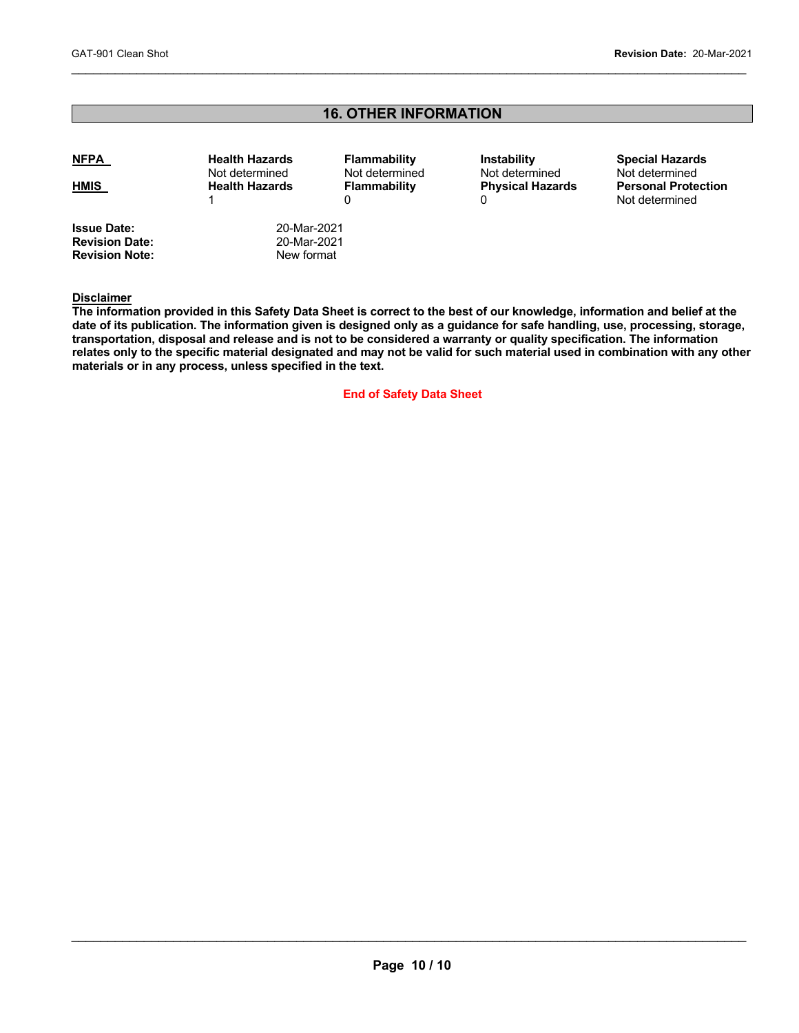## 16. OTHER INFORMATION

| | | | | |
|---|---|---|---|---|
| **NFPA** | **Health Hazards** Not determined | **Flammability** Not determined | **Instability** Not determined | **Special Hazards** Not determined |
| **HMIS** | **Health Hazards** 1 | **Flammability** 0 | **Physical Hazards** 0 | **Personal Protection** Not determined |

**Issue Date:** 20-Mar-2021
**Revision Date:** 20-Mar-2021
**Revision Note:** New format

**Disclaimer**

**The information provided in this Safety Data Sheet is correct to the best of our knowledge, information and belief at the date of its publication. The information given is designed only as a guidance for safe handling, use, processing, storage, transportation, disposal and release and is not to be considered a warranty or quality specification. The information relates only to the specific material designated and may not be valid for such material used in combination with any other materials or in any process, unless specified in the text.**

**End of Safety Data Sheet**